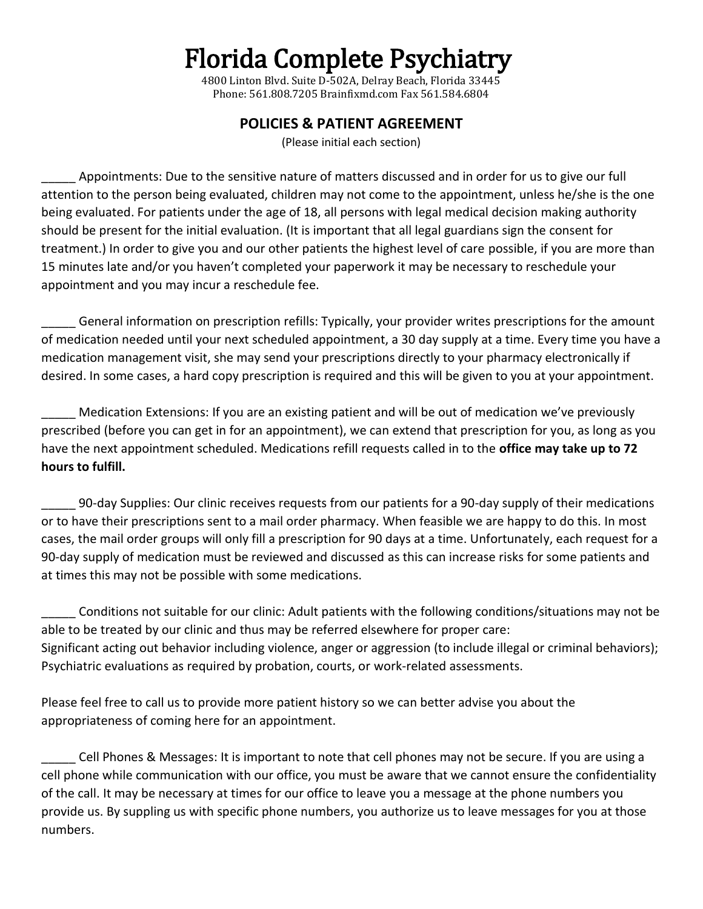# Florida Complete Psychiatry

4800 Linton Blvd. Suite D-502A, Delray Beach, Florida 33445
Phone: 561.808.7205 Brainfixmd.com Fax 561.584.6804

## POLICIES & PATIENT AGREEMENT

(Please initial each section)

_____ Appointments: Due to the sensitive nature of matters discussed and in order for us to give our full attention to the person being evaluated, children may not come to the appointment, unless he/she is the one being evaluated. For patients under the age of 18, all persons with legal medical decision making authority should be present for the initial evaluation. (It is important that all legal guardians sign the consent for treatment.) In order to give you and our other patients the highest level of care possible, if you are more than 15 minutes late and/or you haven't completed your paperwork it may be necessary to reschedule your appointment and you may incur a reschedule fee.

_____ General information on prescription refills: Typically, your provider writes prescriptions for the amount of medication needed until your next scheduled appointment, a 30 day supply at a time. Every time you have a medication management visit, she may send your prescriptions directly to your pharmacy electronically if desired. In some cases, a hard copy prescription is required and this will be given to you at your appointment.

_____ Medication Extensions: If you are an existing patient and will be out of medication we've previously prescribed (before you can get in for an appointment), we can extend that prescription for you, as long as you have the next appointment scheduled. Medications refill requests called in to the **office may take up to 72 hours to fulfill.**

_____ 90-day Supplies: Our clinic receives requests from our patients for a 90-day supply of their medications or to have their prescriptions sent to a mail order pharmacy. When feasible we are happy to do this. In most cases, the mail order groups will only fill a prescription for 90 days at a time. Unfortunately, each request for a 90-day supply of medication must be reviewed and discussed as this can increase risks for some patients and at times this may not be possible with some medications.

_____ Conditions not suitable for our clinic: Adult patients with the following conditions/situations may not be able to be treated by our clinic and thus may be referred elsewhere for proper care:
Significant acting out behavior including violence, anger or aggression (to include illegal or criminal behaviors); Psychiatric evaluations as required by probation, courts, or work-related assessments.

Please feel free to call us to provide more patient history so we can better advise you about the appropriateness of coming here for an appointment.

_____ Cell Phones & Messages: It is important to note that cell phones may not be secure. If you are using a cell phone while communication with our office, you must be aware that we cannot ensure the confidentiality of the call. It may be necessary at times for our office to leave you a message at the phone numbers you provide us. By suppling us with specific phone numbers, you authorize us to leave messages for you at those numbers.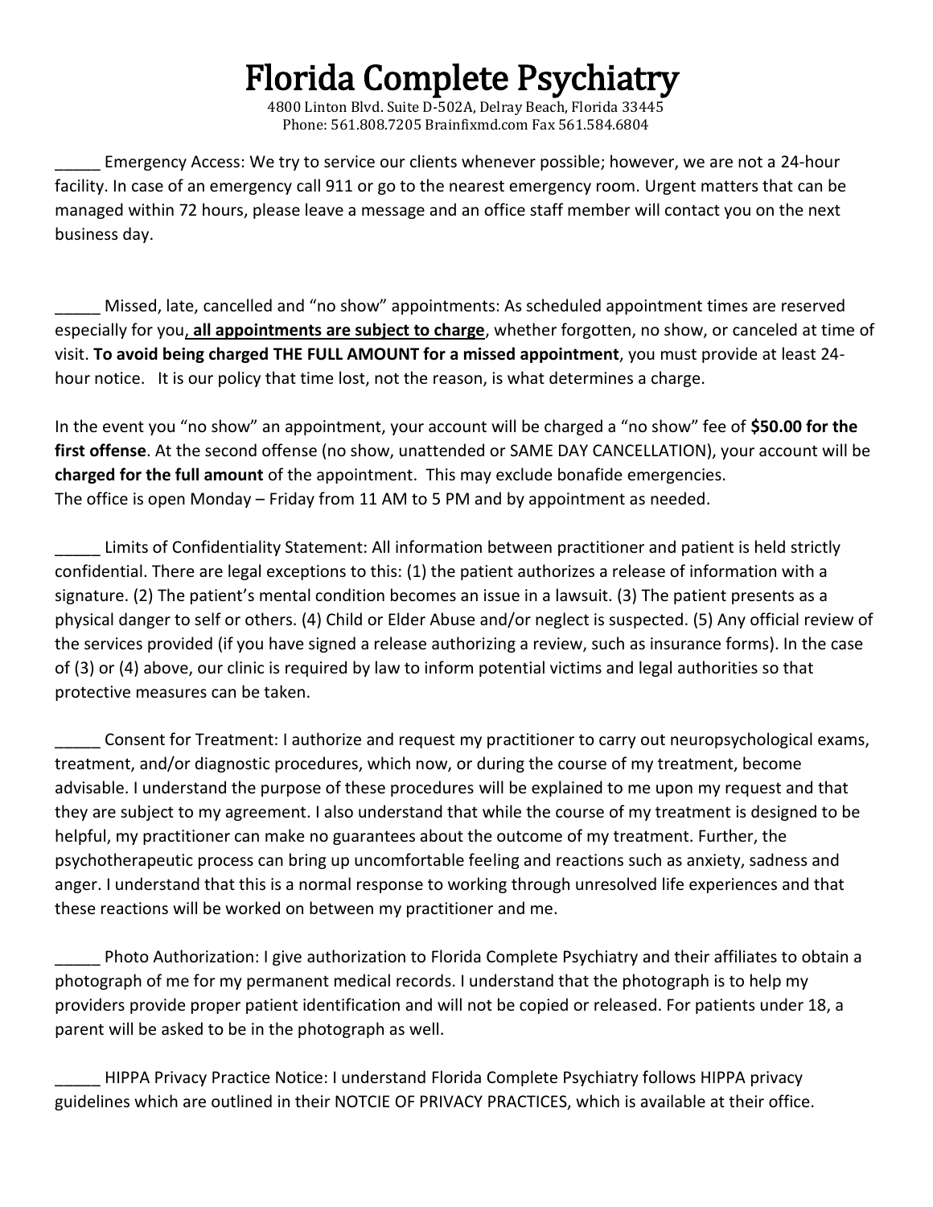# Florida Complete Psychiatry

4800 Linton Blvd. Suite D-502A, Delray Beach, Florida 33445
Phone: 561.808.7205 Brainfixmd.com Fax 561.584.6804

_____ Emergency Access: We try to service our clients whenever possible; however, we are not a 24-hour facility. In case of an emergency call 911 or go to the nearest emergency room. Urgent matters that can be managed within 72 hours, please leave a message and an office staff member will contact you on the next business day.

_____ Missed, late, cancelled and "no show" appointments: As scheduled appointment times are reserved especially for you**, <u>all appointments are subject to charge</u>**, whether forgotten, no show, or canceled at time of visit. **To avoid being charged THE FULL AMOUNT for a missed appointment**, you must provide at least 24-hour notice.   It is our policy that time lost, not the reason, is what determines a charge.

In the event you "no show" an appointment, your account will be charged a "no show" fee of **$50.00 for the first offense**. At the second offense (no show, unattended or SAME DAY CANCELLATION), your account will be **charged for the full amount** of the appointment.  This may exclude bonafide emergencies.
The office is open Monday – Friday from 11 AM to 5 PM and by appointment as needed.

_____ Limits of Confidentiality Statement: All information between practitioner and patient is held strictly confidential. There are legal exceptions to this: (1) the patient authorizes a release of information with a signature. (2) The patient's mental condition becomes an issue in a lawsuit. (3) The patient presents as a physical danger to self or others. (4) Child or Elder Abuse and/or neglect is suspected. (5) Any official review of the services provided (if you have signed a release authorizing a review, such as insurance forms). In the case of (3) or (4) above, our clinic is required by law to inform potential victims and legal authorities so that protective measures can be taken.

_____ Consent for Treatment: I authorize and request my practitioner to carry out neuropsychological exams, treatment, and/or diagnostic procedures, which now, or during the course of my treatment, become advisable. I understand the purpose of these procedures will be explained to me upon my request and that they are subject to my agreement. I also understand that while the course of my treatment is designed to be helpful, my practitioner can make no guarantees about the outcome of my treatment. Further, the psychotherapeutic process can bring up uncomfortable feeling and reactions such as anxiety, sadness and anger. I understand that this is a normal response to working through unresolved life experiences and that these reactions will be worked on between my practitioner and me.

_____ Photo Authorization: I give authorization to Florida Complete Psychiatry and their affiliates to obtain a photograph of me for my permanent medical records. I understand that the photograph is to help my providers provide proper patient identification and will not be copied or released. For patients under 18, a parent will be asked to be in the photograph as well.

_____ HIPPA Privacy Practice Notice: I understand Florida Complete Psychiatry follows HIPPA privacy guidelines which are outlined in their NOTCIE OF PRIVACY PRACTICES, which is available at their office.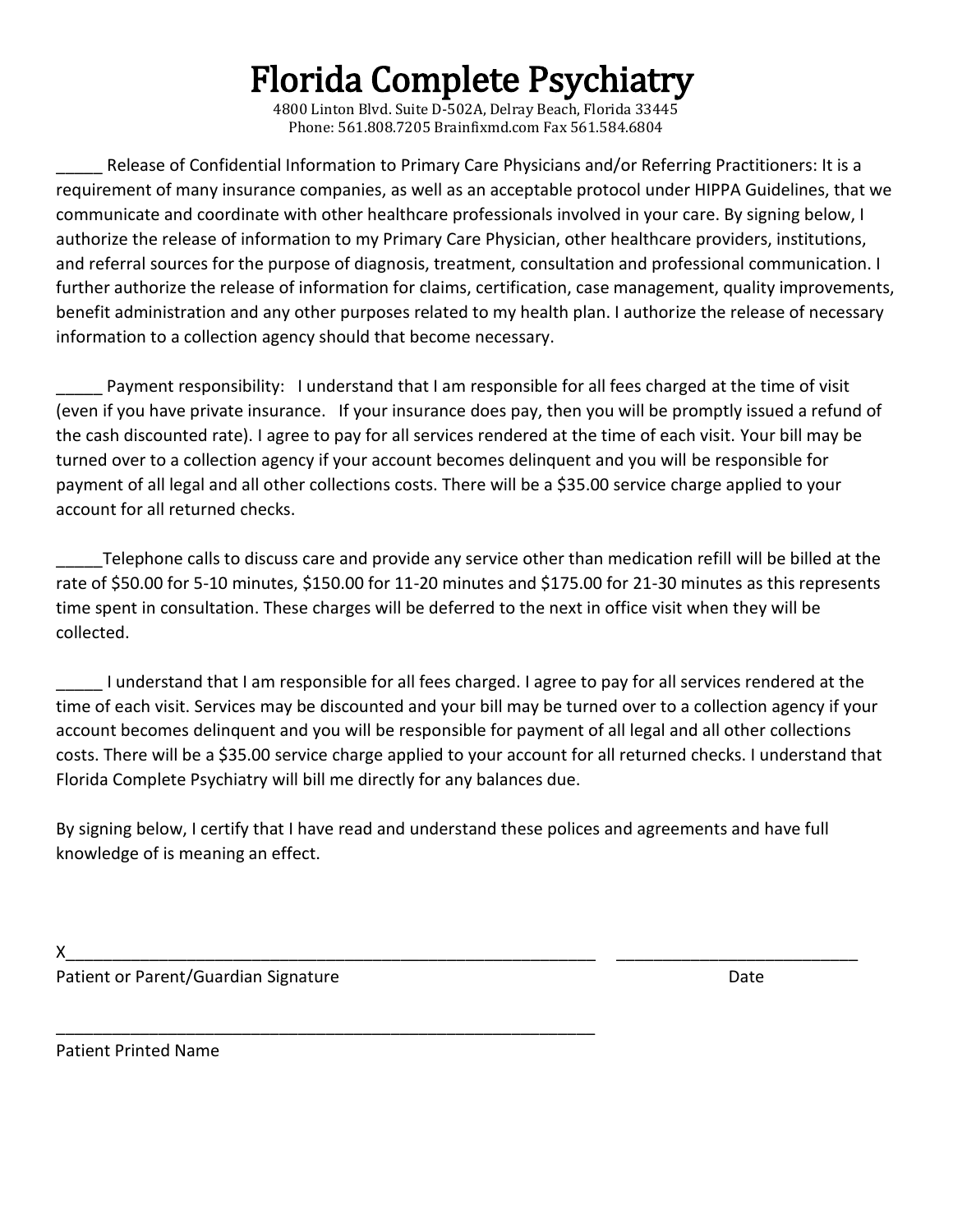# Florida Complete Psychiatry

4800 Linton Blvd. Suite D-502A, Delray Beach, Florida 33445
Phone: 561.808.7205 Brainfixmd.com Fax 561.584.6804

_____ Release of Confidential Information to Primary Care Physicians and/or Referring Practitioners: It is a requirement of many insurance companies, as well as an acceptable protocol under HIPPA Guidelines, that we communicate and coordinate with other healthcare professionals involved in your care. By signing below, I authorize the release of information to my Primary Care Physician, other healthcare providers, institutions, and referral sources for the purpose of diagnosis, treatment, consultation and professional communication. I further authorize the release of information for claims, certification, case management, quality improvements, benefit administration and any other purposes related to my health plan. I authorize the release of necessary information to a collection agency should that become necessary.

_____ Payment responsibility: I understand that I am responsible for all fees charged at the time of visit (even if you have private insurance. If your insurance does pay, then you will be promptly issued a refund of the cash discounted rate). I agree to pay for all services rendered at the time of each visit. Your bill may be turned over to a collection agency if your account becomes delinquent and you will be responsible for payment of all legal and all other collections costs. There will be a $35.00 service charge applied to your account for all returned checks.

_____Telephone calls to discuss care and provide any service other than medication refill will be billed at the rate of $50.00 for 5-10 minutes, $150.00 for 11-20 minutes and $175.00 for 21-30 minutes as this represents time spent in consultation. These charges will be deferred to the next in office visit when they will be collected.

_____ I understand that I am responsible for all fees charged. I agree to pay for all services rendered at the time of each visit. Services may be discounted and your bill may be turned over to a collection agency if your account becomes delinquent and you will be responsible for payment of all legal and all other collections costs. There will be a $35.00 service charge applied to your account for all returned checks. I understand that Florida Complete Psychiatry will bill me directly for any balances due.

By signing below, I certify that I have read and understand these polices and agreements and have full knowledge of is meaning an effect.

X____________________________________________________________ __________________________

Patient or Parent/Guardian Signature Date

_____________________________________________________________

Patient Printed Name